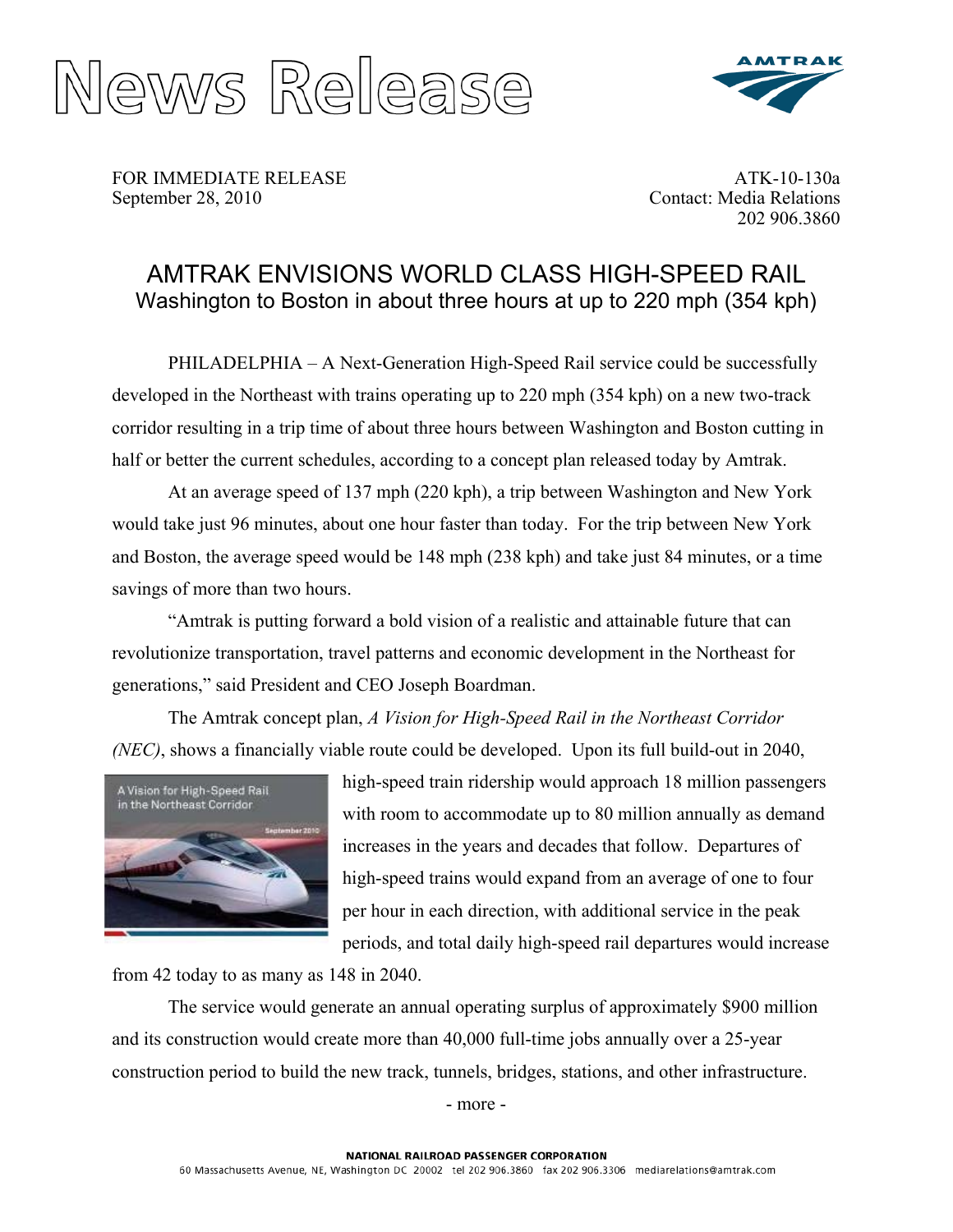# News Release

FOR IMMEDIATE RELEASE
September 28, 2010

ATK-10-130a
Contact: Media Relations
202 906.3860

## AMTRAK ENVISIONS WORLD CLASS HIGH-SPEED RAIL

### Washington to Boston in about three hours at up to 220 mph (354 kph)

PHILADELPHIA – A Next-Generation High-Speed Rail service could be successfully developed in the Northeast with trains operating up to 220 mph (354 kph) on a new two-track corridor resulting in a trip time of about three hours between Washington and Boston cutting in half or better the current schedules, according to a concept plan released today by Amtrak.

At an average speed of 137 mph (220 kph), a trip between Washington and New York would take just 96 minutes, about one hour faster than today. For the trip between New York and Boston, the average speed would be 148 mph (238 kph) and take just 84 minutes, or a time savings of more than two hours.

"Amtrak is putting forward a bold vision of a realistic and attainable future that can revolutionize transportation, travel patterns and economic development in the Northeast for generations," said President and CEO Joseph Boardman.

The Amtrak concept plan, *A Vision for High-Speed Rail in the Northeast Corridor (NEC)*, shows a financially viable route could be developed. Upon its full build-out in 2040, high-speed train ridership would approach 18 million passengers with room to accommodate up to 80 million annually as demand increases in the years and decades that follow. Departures of high-speed trains would expand from an average of one to four per hour in each direction, with additional service in the peak periods, and total daily high-speed rail departures would increase from 42 today to as many as 148 in 2040.

The service would generate an annual operating surplus of approximately $900 million and its construction would create more than 40,000 full-time jobs annually over a 25-year construction period to build the new track, tunnels, bridges, stations, and other infrastructure.

- more -

NATIONAL RAILROAD PASSENGER CORPORATION
60 Massachusetts Avenue, NE, Washington DC 20002 tel 202 906.3860 fax 202 906.3306 mediarelations@amtrak.com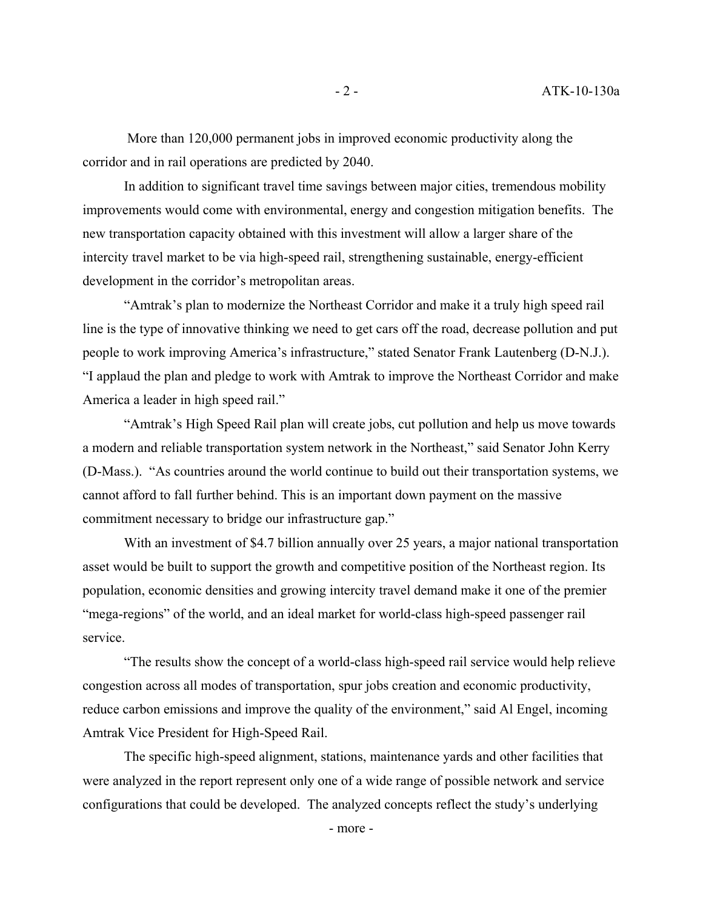More than 120,000 permanent jobs in improved economic productivity along the corridor and in rail operations are predicted by 2040.

In addition to significant travel time savings between major cities, tremendous mobility improvements would come with environmental, energy and congestion mitigation benefits. The new transportation capacity obtained with this investment will allow a larger share of the intercity travel market to be via high-speed rail, strengthening sustainable, energy-efficient development in the corridor's metropolitan areas.

"Amtrak's plan to modernize the Northeast Corridor and make it a truly high speed rail line is the type of innovative thinking we need to get cars off the road, decrease pollution and put people to work improving America's infrastructure," stated Senator Frank Lautenberg (D-N.J.). "I applaud the plan and pledge to work with Amtrak to improve the Northeast Corridor and make America a leader in high speed rail."

"Amtrak's High Speed Rail plan will create jobs, cut pollution and help us move towards a modern and reliable transportation system network in the Northeast," said Senator John Kerry (D-Mass.). "As countries around the world continue to build out their transportation systems, we cannot afford to fall further behind. This is an important down payment on the massive commitment necessary to bridge our infrastructure gap."

With an investment of $4.7 billion annually over 25 years, a major national transportation asset would be built to support the growth and competitive position of the Northeast region. Its population, economic densities and growing intercity travel demand make it one of the premier "mega-regions" of the world, and an ideal market for world-class high-speed passenger rail service.

"The results show the concept of a world-class high-speed rail service would help relieve congestion across all modes of transportation, spur jobs creation and economic productivity, reduce carbon emissions and improve the quality of the environment," said Al Engel, incoming Amtrak Vice President for High-Speed Rail.

The specific high-speed alignment, stations, maintenance yards and other facilities that were analyzed in the report represent only one of a wide range of possible network and service configurations that could be developed. The analyzed concepts reflect the study's underlying

- more -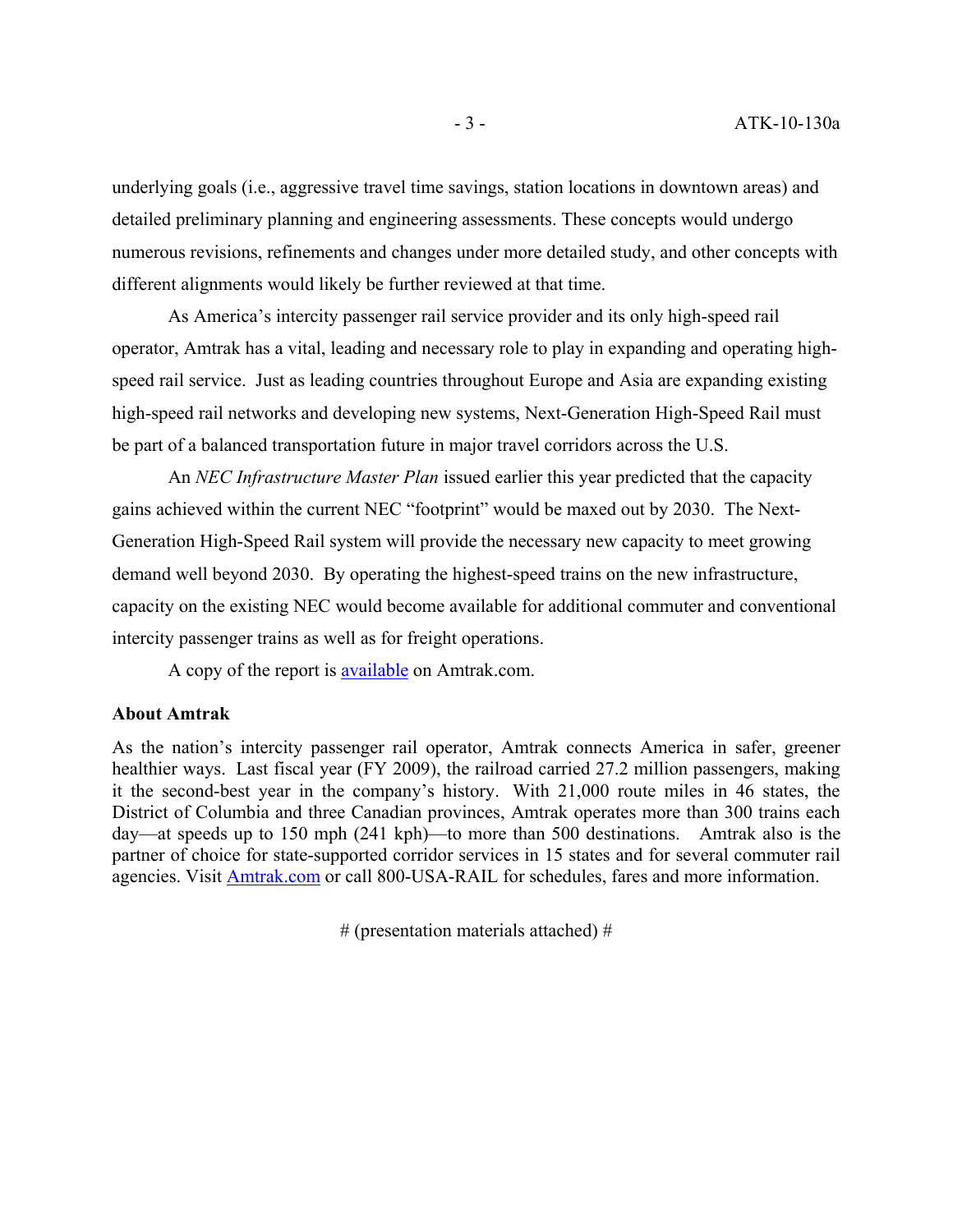underlying goals (i.e., aggressive travel time savings, station locations in downtown areas) and detailed preliminary planning and engineering assessments. These concepts would undergo numerous revisions, refinements and changes under more detailed study, and other concepts with different alignments would likely be further reviewed at that time.

As America's intercity passenger rail service provider and its only high-speed rail operator, Amtrak has a vital, leading and necessary role to play in expanding and operating high-speed rail service. Just as leading countries throughout Europe and Asia are expanding existing high-speed rail networks and developing new systems, Next-Generation High-Speed Rail must be part of a balanced transportation future in major travel corridors across the U.S.

An *NEC Infrastructure Master Plan* issued earlier this year predicted that the capacity gains achieved within the current NEC "footprint" would be maxed out by 2030. The Next-Generation High-Speed Rail system will provide the necessary new capacity to meet growing demand well beyond 2030. By operating the highest-speed trains on the new infrastructure, capacity on the existing NEC would become available for additional commuter and conventional intercity passenger trains as well as for freight operations.

A copy of the report is available on Amtrak.com.

**About Amtrak**

As the nation's intercity passenger rail operator, Amtrak connects America in safer, greener healthier ways. Last fiscal year (FY 2009), the railroad carried 27.2 million passengers, making it the second-best year in the company's history. With 21,000 route miles in 46 states, the District of Columbia and three Canadian provinces, Amtrak operates more than 300 trains each day—at speeds up to 150 mph (241 kph)—to more than 500 destinations. Amtrak also is the partner of choice for state-supported corridor services in 15 states and for several commuter rail agencies. Visit Amtrak.com or call 800-USA-RAIL for schedules, fares and more information.

# (presentation materials attached) #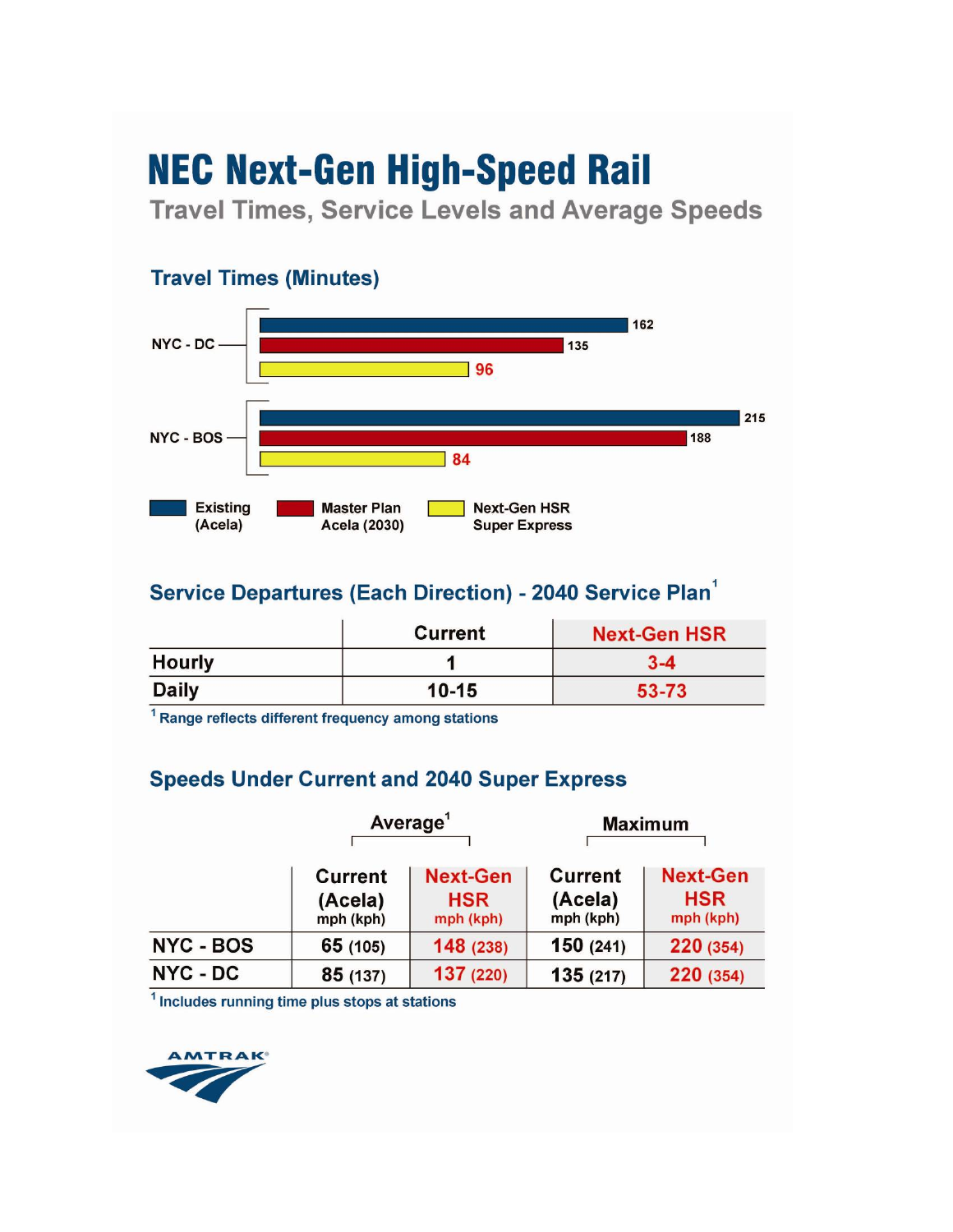# NEC Next-Gen High-Speed Rail

## Travel Times, Service Levels and Average Speeds

### Travel Times (Minutes)

| Route | Existing (Acela) | Master Plan Acela (2030) | Next-Gen HSR Super Express |
|---|---|---|---|
| NYC - DC | 162 | 135 | 96 |
| NYC - BOS | 215 | 188 | 84 |

### Service Departures (Each Direction) - 2040 Service Plan[1]

| | Current | Next-Gen HSR |
|---|---|---|
| Hourly | 1 | 3-4 |
| Daily | 10-15 | 53-73 |

[1] Range reflects different frequency among stations

### Speeds Under Current and 2040 Super Express

| | Average[1] | | Maximum | |
|---|---|---|---|---|
| | Current (Acela) mph (kph) | Next-Gen HSR mph (kph) | Current (Acela) mph (kph) | Next-Gen HSR mph (kph) |
| NYC - BOS | 65 (105) | 148 (238) | 150 (241) | 220 (354) |
| NYC - DC | 85 (137) | 137 (220) | 135 (217) | 220 (354) |

[1] Includes running time plus stops at stations

AMTRAK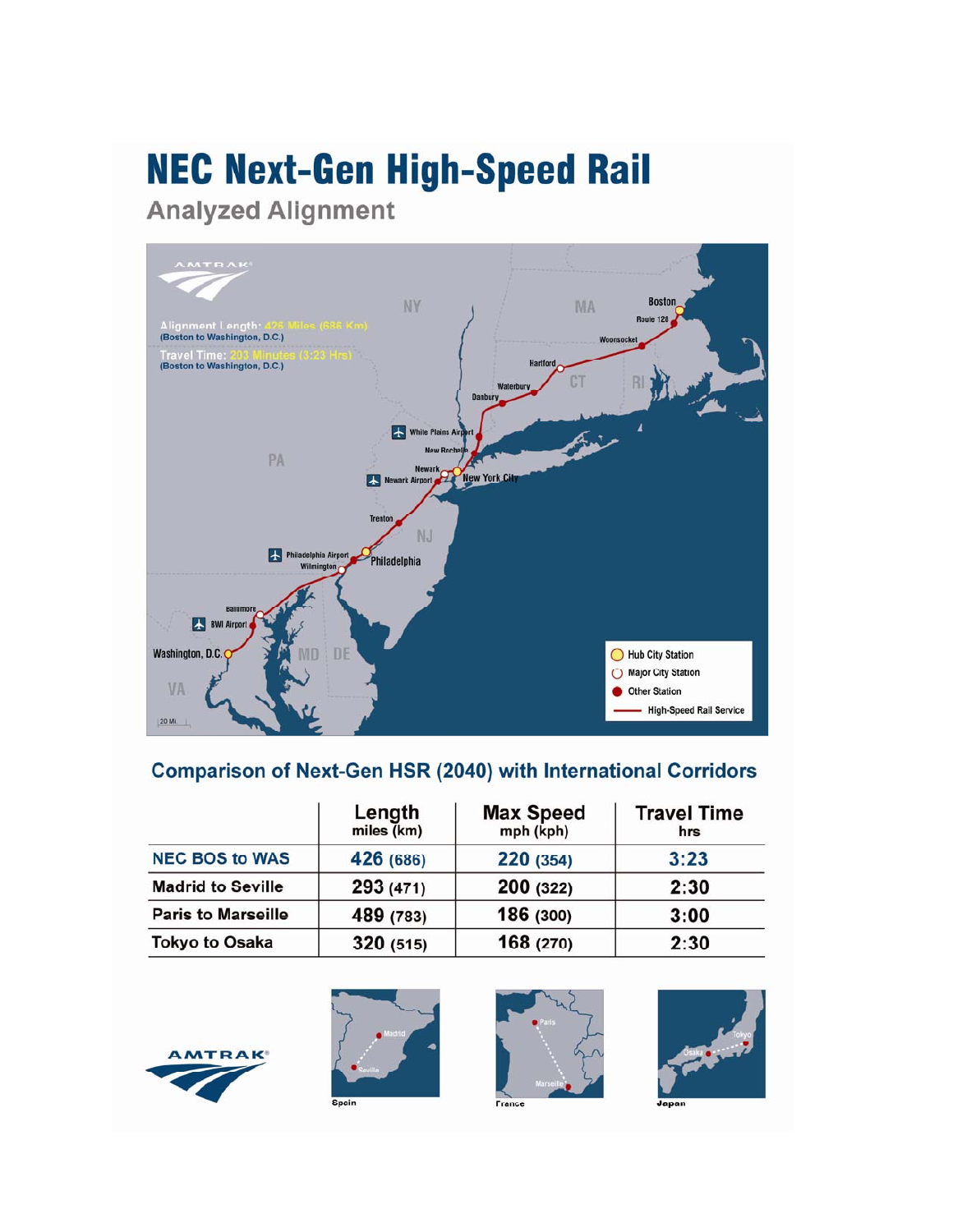# NEC Next-Gen High-Speed Rail

## Analyzed Alignment

Alignment Length: 426 Miles (686 Km)
(Boston to Washington, D.C.)

Travel Time: 203 Minutes (3:23 Hrs)
(Boston to Washington, D.C.)

### Comparison of Next-Gen HSR (2040) with International Corridors

| | Length miles (km) | Max Speed mph (kph) | Travel Time hrs |
|---|---|---|---|
| NEC BOS to WAS | 426 (686) | 220 (354) | 3:23 |
| Madrid to Seville | 293 (471) | 200 (322) | 2:30 |
| Paris to Marseille | 489 (783) | 186 (300) | 3:00 |
| Tokyo to Osaka | 320 (515) | 168 (270) | 2:30 |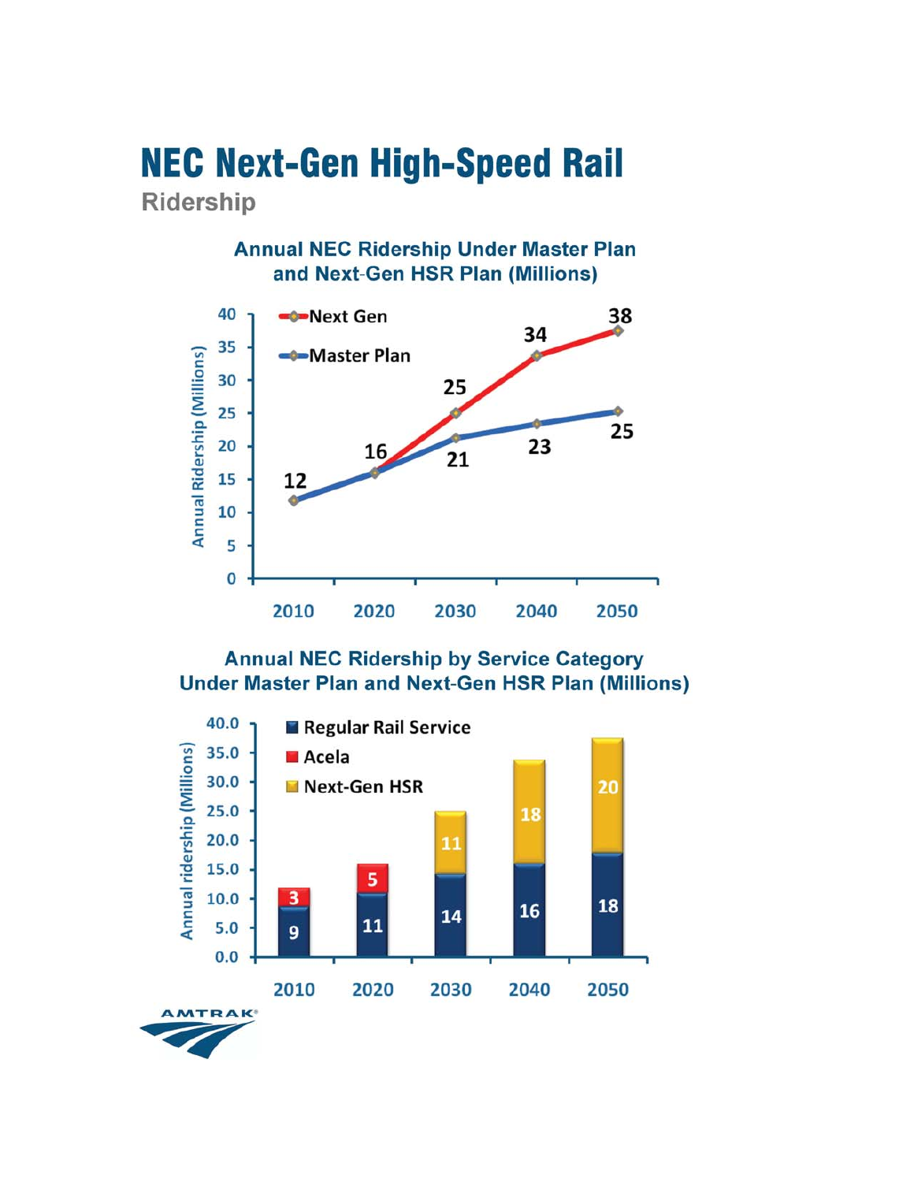# NEC Next-Gen High-Speed Rail

## Ridership

### Annual NEC Ridership Under Master Plan and Next-Gen HSR Plan (Millions)

| Year | Next Gen | Master Plan |
|---|---|---|
| 2010 | 12 | 12 |
| 2020 | 16 | 16 |
| 2030 | 25 | 21 |
| 2040 | 34 | 23 |
| 2050 | 38 | 25 |

### Annual NEC Ridership by Service Category Under Master Plan and Next-Gen HSR Plan (Millions)

| Year | Regular Rail Service | Acela | Next-Gen HSR |
|---|---|---|---|
| 2010 | 9 | 3 | |
| 2020 | 11 | 5 | |
| 2030 | 14 | | 11 |
| 2040 | 16 | | 18 |
| 2050 | 18 | | 20 |

AMTRAK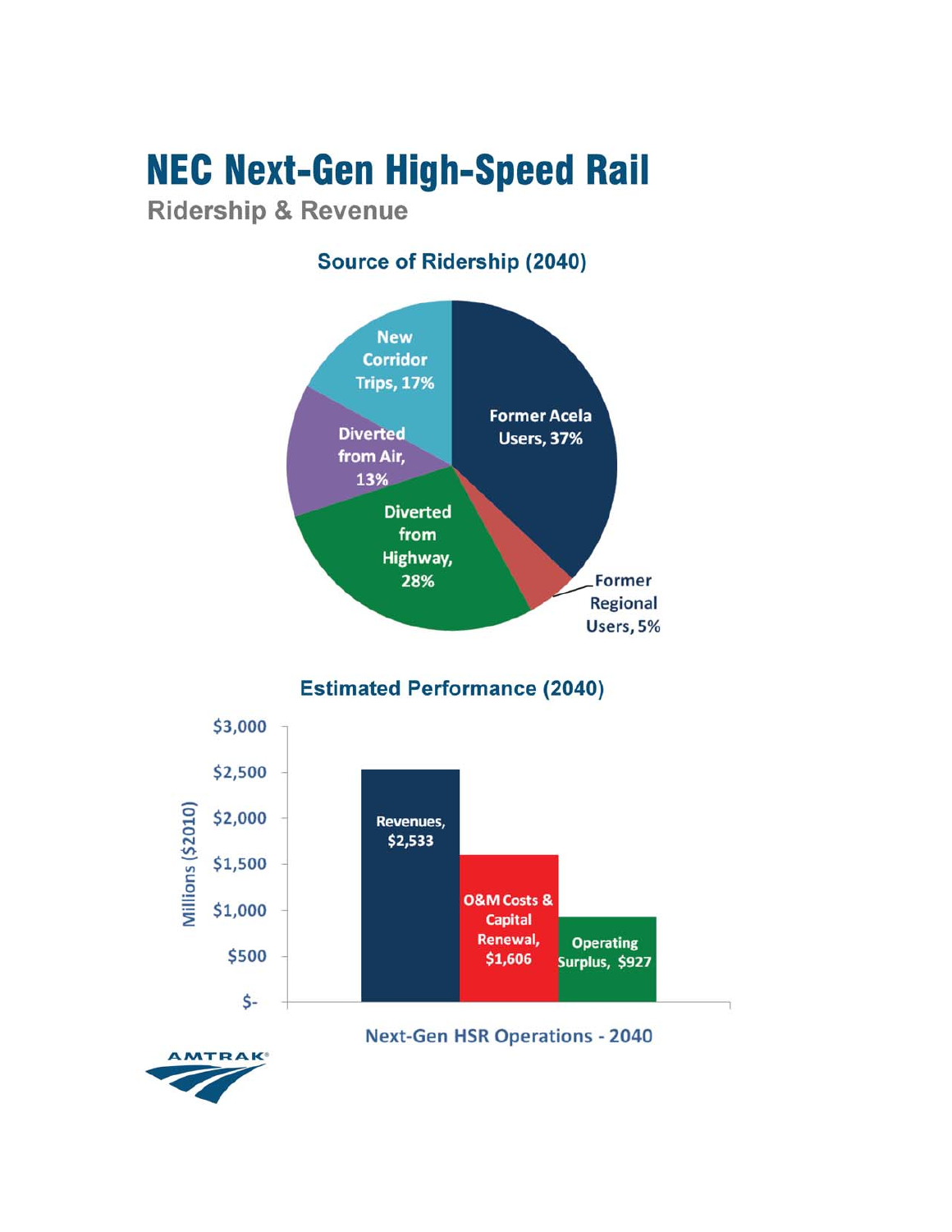# NEC Next-Gen High-Speed Rail

## Ridership & Revenue

### Source of Ridership (2040)

| Source | Share |
|---|---|
| Former Acela Users | 37% |
| Former Regional Users | 5% |
| Diverted from Highway | 28% |
| Diverted from Air | 13% |
| New Corridor Trips | 17% |

### Estimated Performance (2040)

Millions ($2010)

| Next-Gen HSR Operations - 2040 | Value |
|---|---|
| Revenues | $2,533 |
| O&M Costs & Capital Renewal | $1,606 |
| Operating Surplus | $927 |

AMTRAK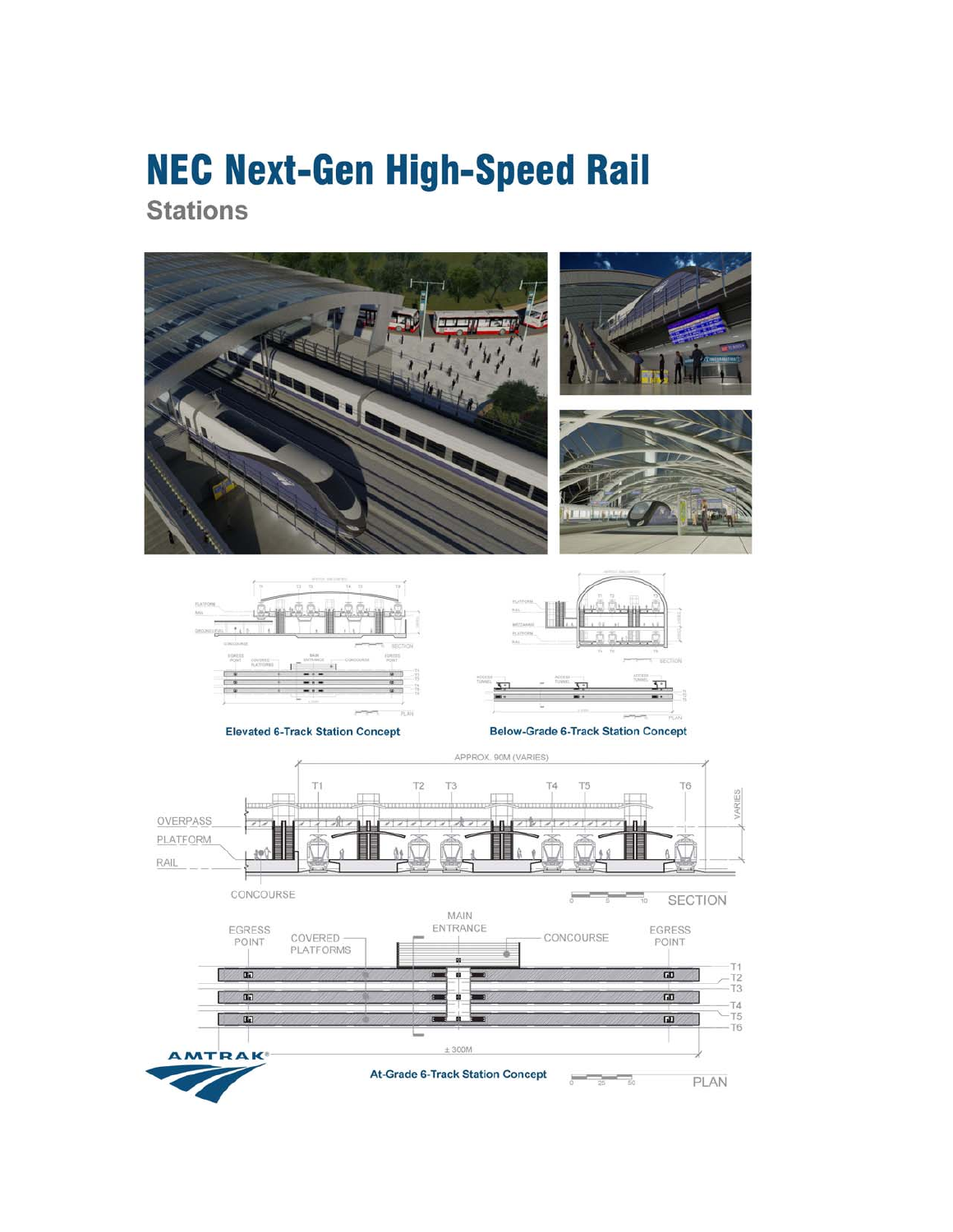# NEC Next-Gen High-Speed Rail

## Stations

Elevated 6-Track Station Concept

Below-Grade 6-Track Station Concept

APPROX. 90M (VARIES)

T1 T2 T3 T4 T5 T6

OVERPASS

PLATFORM

RAIL

CONCOURSE

VARIES

0 5 10 SECTION

EGRESS POINT

COVERED PLATFORMS

MAIN ENTRANCE

CONCOURSE

EGRESS POINT

± 300M

At-Grade 6-Track Station Concept

0 25 50 PLAN

AMTRAK